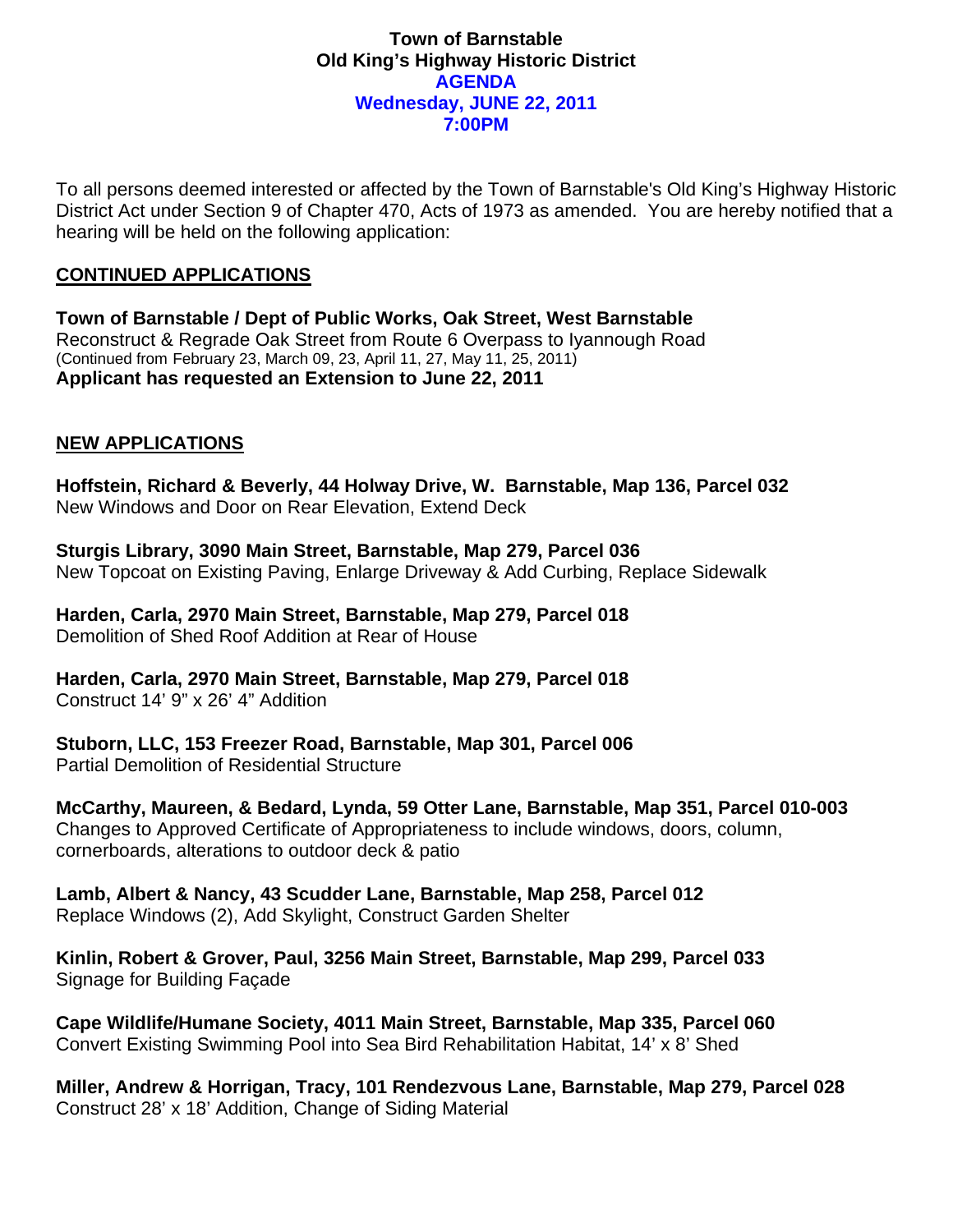# Town of Barnstable
## Old King's Highway Historic District
## AGENDA
## Wednesday, JUNE 22, 2011
## 7:00PM

To all persons deemed interested or affected by the Town of Barnstable's Old King's Highway Historic District Act under Section 9 of Chapter 470, Acts of 1973 as amended. You are hereby notified that a hearing will be held on the following application:

## CONTINUED APPLICATIONS

**Town of Barnstable / Dept of Public Works, Oak Street, West Barnstable**
Reconstruct & Regrade Oak Street from Route 6 Overpass to Iyannough Road
(Continued from February 23, March 09, 23, April 11, 27, May 11, 25, 2011)
**Applicant has requested an Extension to June 22, 2011**

## NEW APPLICATIONS

**Hoffstein, Richard & Beverly, 44 Holway Drive, W. Barnstable, Map 136, Parcel 032**
New Windows and Door on Rear Elevation, Extend Deck

**Sturgis Library, 3090 Main Street, Barnstable, Map 279, Parcel 036**
New Topcoat on Existing Paving, Enlarge Driveway & Add Curbing, Replace Sidewalk

**Harden, Carla, 2970 Main Street, Barnstable, Map 279, Parcel 018**
Demolition of Shed Roof Addition at Rear of House

**Harden, Carla, 2970 Main Street, Barnstable, Map 279, Parcel 018**
Construct 14' 9" x 26' 4" Addition

**Stuborn, LLC, 153 Freezer Road, Barnstable, Map 301, Parcel 006**
Partial Demolition of Residential Structure

**McCarthy, Maureen, & Bedard, Lynda, 59 Otter Lane, Barnstable, Map 351, Parcel 010-003**
Changes to Approved Certificate of Appropriateness to include windows, doors, column, cornerboards, alterations to outdoor deck & patio

**Lamb, Albert & Nancy, 43 Scudder Lane, Barnstable, Map 258, Parcel 012**
Replace Windows (2), Add Skylight, Construct Garden Shelter

**Kinlin, Robert & Grover, Paul, 3256 Main Street, Barnstable, Map 299, Parcel 033**
Signage for Building Façade

**Cape Wildlife/Humane Society, 4011 Main Street, Barnstable, Map 335, Parcel 060**
Convert Existing Swimming Pool into Sea Bird Rehabilitation Habitat, 14' x 8' Shed

**Miller, Andrew & Horrigan, Tracy, 101 Rendezvous Lane, Barnstable, Map 279, Parcel 028**
Construct 28' x 18' Addition, Change of Siding Material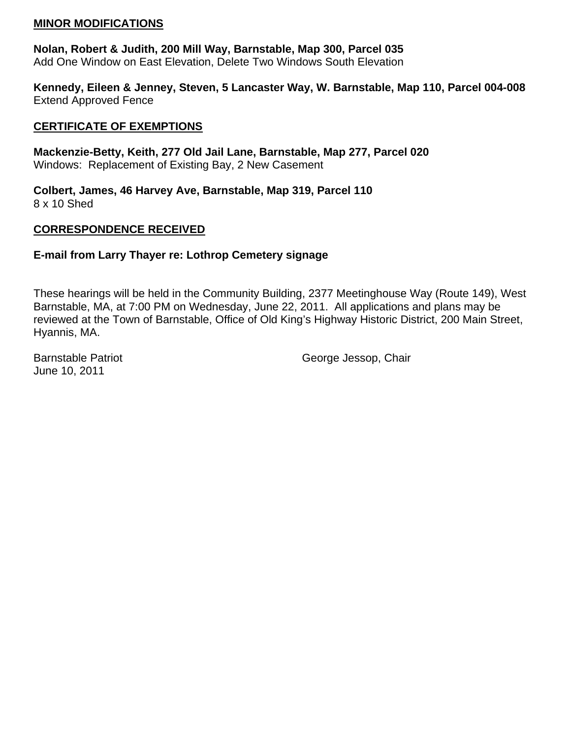**MINOR MODIFICATIONS**

**Nolan, Robert & Judith, 200 Mill Way, Barnstable, Map 300, Parcel 035**
Add One Window on East Elevation, Delete Two Windows South Elevation

**Kennedy, Eileen & Jenney, Steven, 5 Lancaster Way, W. Barnstable, Map 110, Parcel 004-008**
Extend Approved Fence

**CERTIFICATE OF EXEMPTIONS**

**Mackenzie-Betty, Keith, 277 Old Jail Lane, Barnstable, Map 277, Parcel 020**
Windows: Replacement of Existing Bay, 2 New Casement

**Colbert, James, 46 Harvey Ave, Barnstable, Map 319, Parcel 110**
8 x 10 Shed

**CORRESPONDENCE RECEIVED**

**E-mail from Larry Thayer re: Lothrop Cemetery signage**

These hearings will be held in the Community Building, 2377 Meetinghouse Way (Route 149), West Barnstable, MA, at 7:00 PM on Wednesday, June 22, 2011. All applications and plans may be reviewed at the Town of Barnstable, Office of Old King's Highway Historic District, 200 Main Street, Hyannis, MA.

Barnstable Patriot
June 10, 2011

George Jessop, Chair